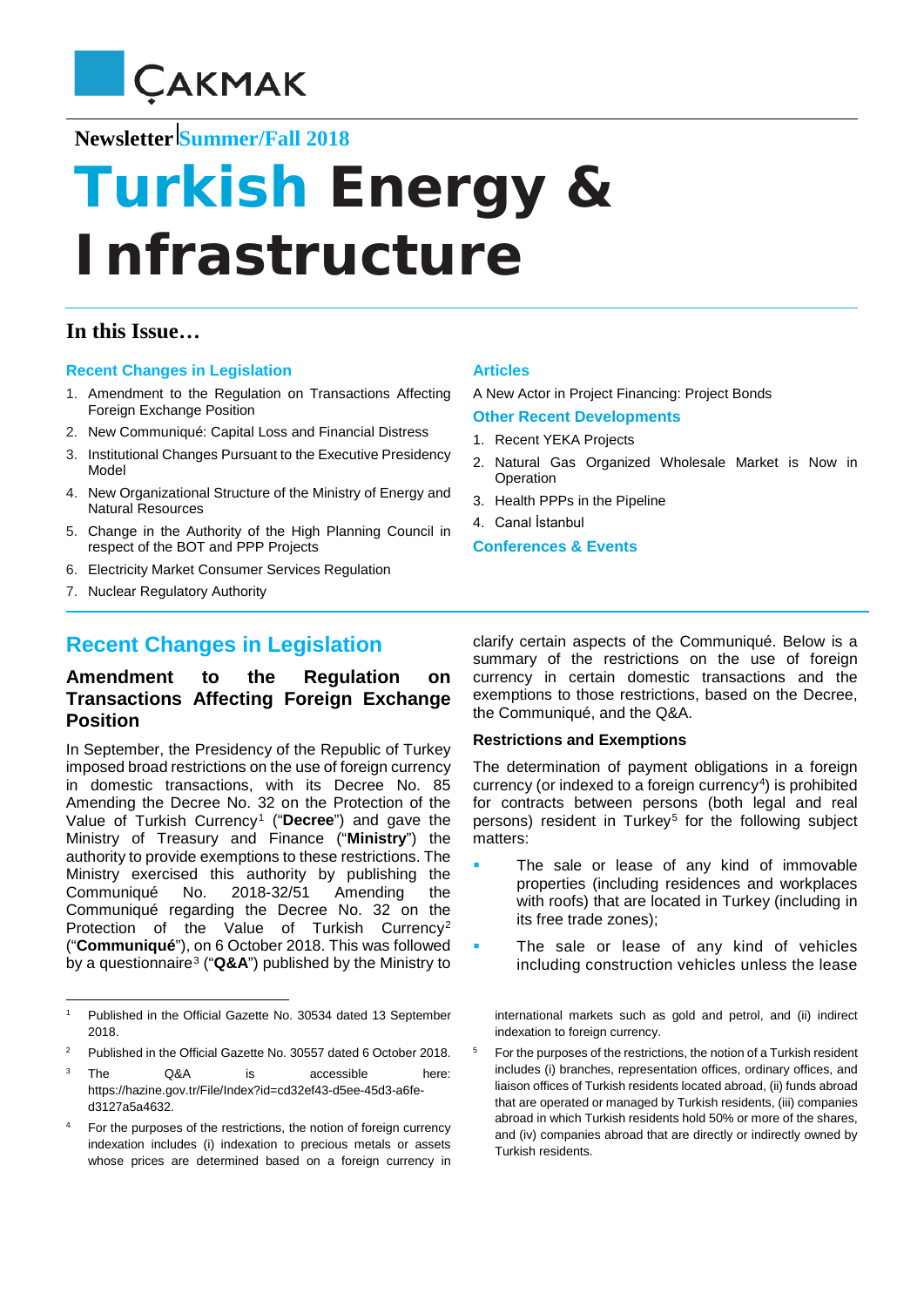ÇAKMAK

**Newsletter** Summer/Fall 2018

# Turkish Energy & Infrastructure

## In this Issue…

**Recent Changes in Legislation**

1. Amendment to the Regulation on Transactions Affecting Foreign Exchange Position
2. New Communiqué: Capital Loss and Financial Distress
3. Institutional Changes Pursuant to the Executive Presidency Model
4. New Organizational Structure of the Ministry of Energy and Natural Resources
5. Change in the Authority of the High Planning Council in respect of the BOT and PPP Projects
6. Electricity Market Consumer Services Regulation
7. Nuclear Regulatory Authority

**Articles**

A New Actor in Project Financing: Project Bonds

**Other Recent Developments**

1. Recent YEKA Projects
2. Natural Gas Organized Wholesale Market is Now in Operation
3. Health PPPs in the Pipeline
4. Canal İstanbul

**Conferences & Events**

## Recent Changes in Legislation

### Amendment to the Regulation on Transactions Affecting Foreign Exchange Position

In September, the Presidency of the Republic of Turkey imposed broad restrictions on the use of foreign currency in domestic transactions, with its Decree No. 85 Amending the Decree No. 32 on the Protection of the Value of Turkish Currency[1] ("**Decree**") and gave the Ministry of Treasury and Finance ("**Ministry**") the authority to provide exemptions to these restrictions. The Ministry exercised this authority by publishing the Communiqué No. 2018-32/51 Amending the Communiqué regarding the Decree No. 32 on the Protection of the Value of Turkish Currency[2] ("**Communiqué**"), on 6 October 2018. This was followed by a questionnaire[3] ("**Q&A**") published by the Ministry to clarify certain aspects of the Communiqué. Below is a summary of the restrictions on the use of foreign currency in certain domestic transactions and the exemptions to those restrictions, based on the Decree, the Communiqué, and the Q&A.

**Restrictions and Exemptions**

The determination of payment obligations in a foreign currency (or indexed to a foreign currency[4]) is prohibited for contracts between persons (both legal and real persons) resident in Turkey[5] for the following subject matters:

- The sale or lease of any kind of immovable properties (including residences and workplaces with roofs) that are located in Turkey (including in its free trade zones);
- The sale or lease of any kind of vehicles including construction vehicles unless the lease

---

[1] Published in the Official Gazette No. 30534 dated 13 September 2018.

[2] Published in the Official Gazette No. 30557 dated 6 October 2018.

[3] The Q&A is accessible here: https://hazine.gov.tr/File/Index?id=cd32ef43-d5ee-45d3-a6fe-d3127a5a4632.

[4] For the purposes of the restrictions, the notion of foreign currency indexation includes (i) indexation to precious metals or assets whose prices are determined based on a foreign currency in international markets such as gold and petrol, and (ii) indirect indexation to foreign currency.

[5] For the purposes of the restrictions, the notion of a Turkish resident includes (i) branches, representation offices, ordinary offices, and liaison offices of Turkish residents located abroad, (ii) funds abroad that are operated or managed by Turkish residents, (iii) companies abroad in which Turkish residents hold 50% or more of the shares, and (iv) companies abroad that are directly or indirectly owned by Turkish residents.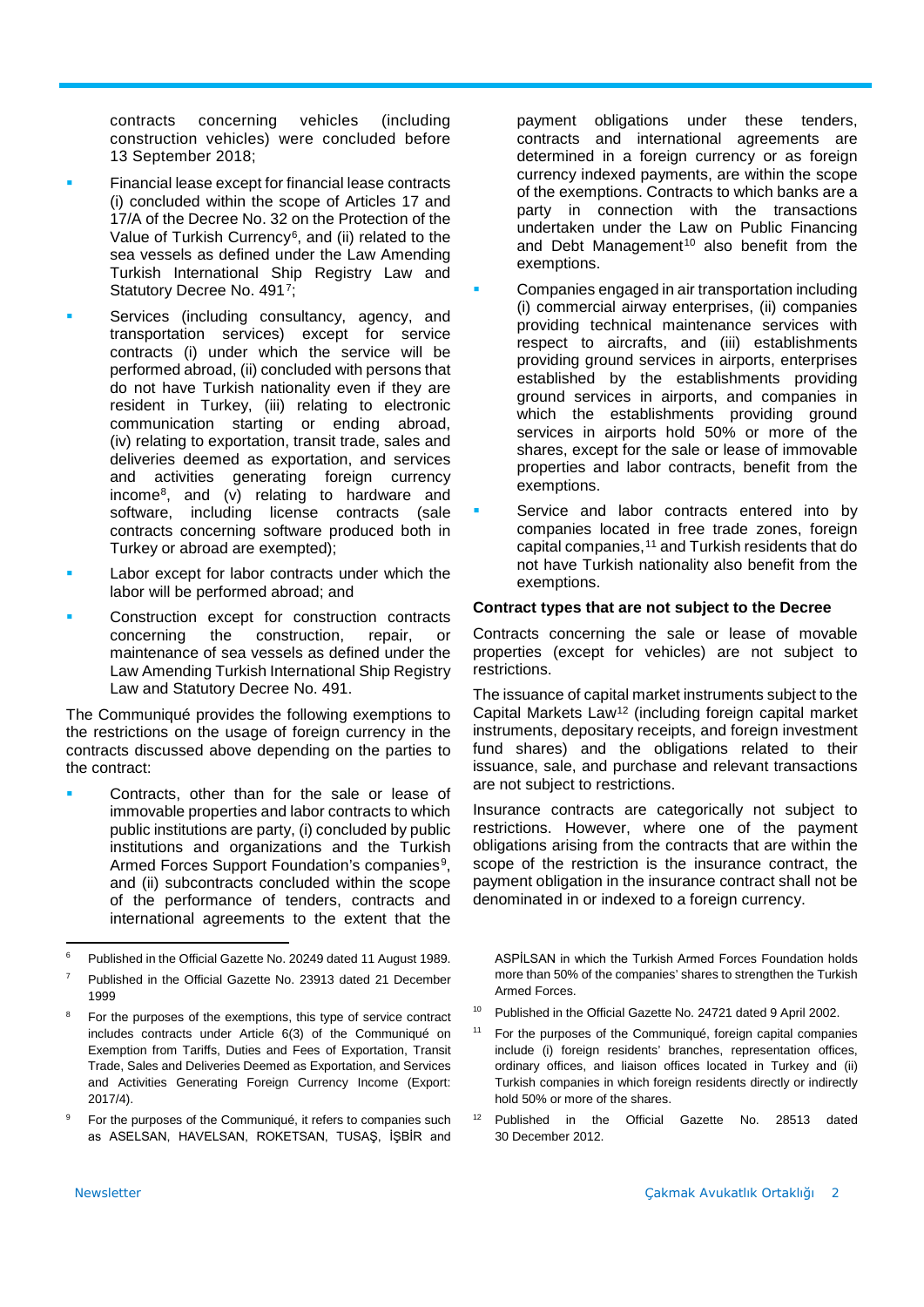contracts concerning vehicles (including construction vehicles) were concluded before 13 September 2018;

- Financial lease except for financial lease contracts (i) concluded within the scope of Articles 17 and 17/A of the Decree No. 32 on the Protection of the Value of Turkish Currency[6], and (ii) related to the sea vessels as defined under the Law Amending Turkish International Ship Registry Law and Statutory Decree No. 491[7];
- Services (including consultancy, agency, and transportation services) except for service contracts (i) under which the service will be performed abroad, (ii) concluded with persons that do not have Turkish nationality even if they are resident in Turkey, (iii) relating to electronic communication starting or ending abroad, (iv) relating to exportation, transit trade, sales and deliveries deemed as exportation, and services and activities generating foreign currency income[8], and (v) relating to hardware and software, including license contracts (sale contracts concerning software produced both in Turkey or abroad are exempted);
- Labor except for labor contracts under which the labor will be performed abroad; and
- Construction except for construction contracts concerning the construction, repair, or maintenance of sea vessels as defined under the Law Amending Turkish International Ship Registry Law and Statutory Decree No. 491.

The Communiqué provides the following exemptions to the restrictions on the usage of foreign currency in the contracts discussed above depending on the parties to the contract:

- Contracts, other than for the sale or lease of immovable properties and labor contracts to which public institutions are party, (i) concluded by public institutions and organizations and the Turkish Armed Forces Support Foundation's companies[9], and (ii) subcontracts concluded within the scope of the performance of tenders, contracts and international agreements to the extent that the payment obligations under these tenders, contracts and international agreements are determined in a foreign currency or as foreign currency indexed payments, are within the scope of the exemptions. Contracts to which banks are a party in connection with the transactions undertaken under the Law on Public Financing and Debt Management[10] also benefit from the exemptions.
- Companies engaged in air transportation including (i) commercial airway enterprises, (ii) companies providing technical maintenance services with respect to aircrafts, and (iii) establishments providing ground services in airports, enterprises established by the establishments providing ground services in airports, and companies in which the establishments providing ground services in airports hold 50% or more of the shares, except for the sale or lease of immovable properties and labor contracts, benefit from the exemptions.
- Service and labor contracts entered into by companies located in free trade zones, foreign capital companies,[11] and Turkish residents that do not have Turkish nationality also benefit from the exemptions.

**Contract types that are not subject to the Decree**

Contracts concerning the sale or lease of movable properties (except for vehicles) are not subject to restrictions.

The issuance of capital market instruments subject to the Capital Markets Law[12] (including foreign capital market instruments, depositary receipts, and foreign investment fund shares) and the obligations related to their issuance, sale, and purchase and relevant transactions are not subject to restrictions.

Insurance contracts are categorically not subject to restrictions. However, where one of the payment obligations arising from the contracts that are within the scope of the restriction is the insurance contract, the payment obligation in the insurance contract shall not be denominated in or indexed to a foreign currency.

---

[6] Published in the Official Gazette No. 20249 dated 11 August 1989.

[7] Published in the Official Gazette No. 23913 dated 21 December 1999

[8] For the purposes of the exemptions, this type of service contract includes contracts under Article 6(3) of the Communiqué on Exemption from Tariffs, Duties and Fees of Exportation, Transit Trade, Sales and Deliveries Deemed as Exportation, and Services and Activities Generating Foreign Currency Income (Export: 2017/4).

[9] For the purposes of the Communiqué, it refers to companies such as ASELSAN, HAVELSAN, ROKETSAN, TUSAŞ, İŞBİR and ASPİLSAN in which the Turkish Armed Forces Foundation holds more than 50% of the companies' shares to strengthen the Turkish Armed Forces.

[10] Published in the Official Gazette No. 24721 dated 9 April 2002.

[11] For the purposes of the Communiqué, foreign capital companies include (i) foreign residents' branches, representation offices, ordinary offices, and liaison offices located in Turkey and (ii) Turkish companies in which foreign residents directly or indirectly hold 50% or more of the shares.

[12] Published in the Official Gazette No. 28513 dated 30 December 2012.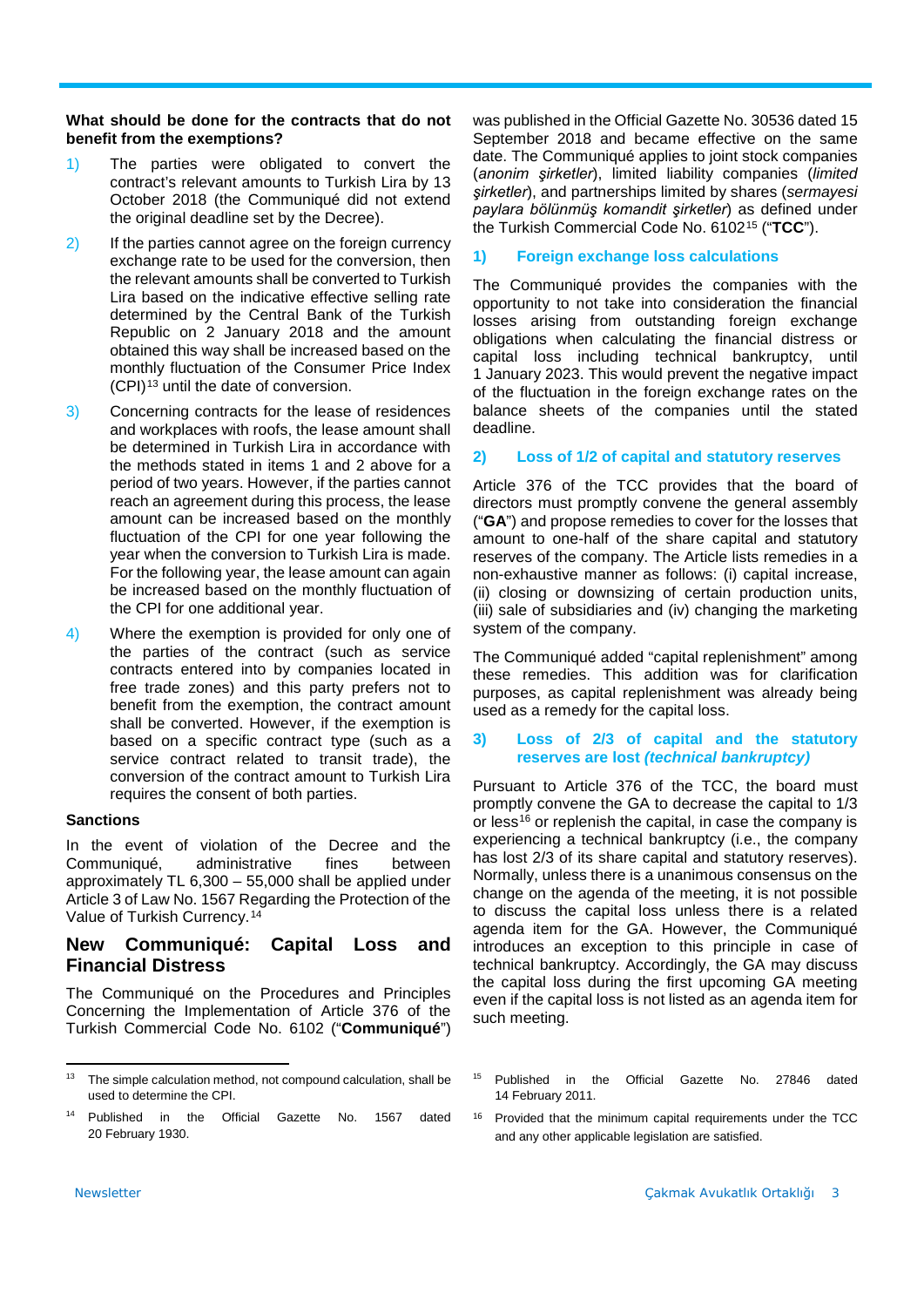**What should be done for the contracts that do not benefit from the exemptions?**

1) The parties were obligated to convert the contract's relevant amounts to Turkish Lira by 13 October 2018 (the Communiqué did not extend the original deadline set by the Decree).

2) If the parties cannot agree on the foreign currency exchange rate to be used for the conversion, then the relevant amounts shall be converted to Turkish Lira based on the indicative effective selling rate determined by the Central Bank of the Turkish Republic on 2 January 2018 and the amount obtained this way shall be increased based on the monthly fluctuation of the Consumer Price Index (CPI)[13] until the date of conversion.

3) Concerning contracts for the lease of residences and workplaces with roofs, the lease amount shall be determined in Turkish Lira in accordance with the methods stated in items 1 and 2 above for a period of two years. However, if the parties cannot reach an agreement during this process, the lease amount can be increased based on the monthly fluctuation of the CPI for one year following the year when the conversion to Turkish Lira is made. For the following year, the lease amount can again be increased based on the monthly fluctuation of the CPI for one additional year.

4) Where the exemption is provided for only one of the parties of the contract (such as service contracts entered into by companies located in free trade zones) and this party prefers not to benefit from the exemption, the contract amount shall be converted. However, if the exemption is based on a specific contract type (such as a service contract related to transit trade), the conversion of the contract amount to Turkish Lira requires the consent of both parties.

**Sanctions**

In the event of violation of the Decree and the Communiqué, administrative fines between approximately TL 6,300 – 55,000 shall be applied under Article 3 of Law No. 1567 Regarding the Protection of the Value of Turkish Currency.[14]

## New Communiqué: Capital Loss and Financial Distress

The Communiqué on the Procedures and Principles Concerning the Implementation of Article 376 of the Turkish Commercial Code No. 6102 ("**Communiqué**") was published in the Official Gazette No. 30536 dated 15 September 2018 and became effective on the same date. The Communiqué applies to joint stock companies (*anonim şirketler*), limited liability companies (*limited şirketler*), and partnerships limited by shares (*sermayesi paylara bölünmüş komandit şirketler*) as defined under the Turkish Commercial Code No. 6102[15] ("**TCC**").

### 1) Foreign exchange loss calculations

The Communiqué provides the companies with the opportunity to not take into consideration the financial losses arising from outstanding foreign exchange obligations when calculating the financial distress or capital loss including technical bankruptcy, until 1 January 2023. This would prevent the negative impact of the fluctuation in the foreign exchange rates on the balance sheets of the companies until the stated deadline.

### 2) Loss of 1/2 of capital and statutory reserves

Article 376 of the TCC provides that the board of directors must promptly convene the general assembly ("**GA**") and propose remedies to cover for the losses that amount to one-half of the share capital and statutory reserves of the company. The Article lists remedies in a non-exhaustive manner as follows: (i) capital increase, (ii) closing or downsizing of certain production units, (iii) sale of subsidiaries and (iv) changing the marketing system of the company.

The Communiqué added "capital replenishment" among these remedies. This addition was for clarification purposes, as capital replenishment was already being used as a remedy for the capital loss.

### 3) Loss of 2/3 of capital and the statutory reserves are lost *(technical bankruptcy)*

Pursuant to Article 376 of the TCC, the board must promptly convene the GA to decrease the capital to 1/3 or less[16] or replenish the capital, in case the company is experiencing a technical bankruptcy (i.e., the company has lost 2/3 of its share capital and statutory reserves). Normally, unless there is a unanimous consensus on the change on the agenda of the meeting, it is not possible to discuss the capital loss unless there is a related agenda item for the GA. However, the Communiqué introduces an exception to this principle in case of technical bankruptcy. Accordingly, the GA may discuss the capital loss during the first upcoming GA meeting even if the capital loss is not listed as an agenda item for such meeting.

---

[13] The simple calculation method, not compound calculation, shall be used to determine the CPI.

[14] Published in the Official Gazette No. 1567 dated 20 February 1930.

[15] Published in the Official Gazette No. 27846 dated 14 February 2011.

[16] Provided that the minimum capital requirements under the TCC and any other applicable legislation are satisfied.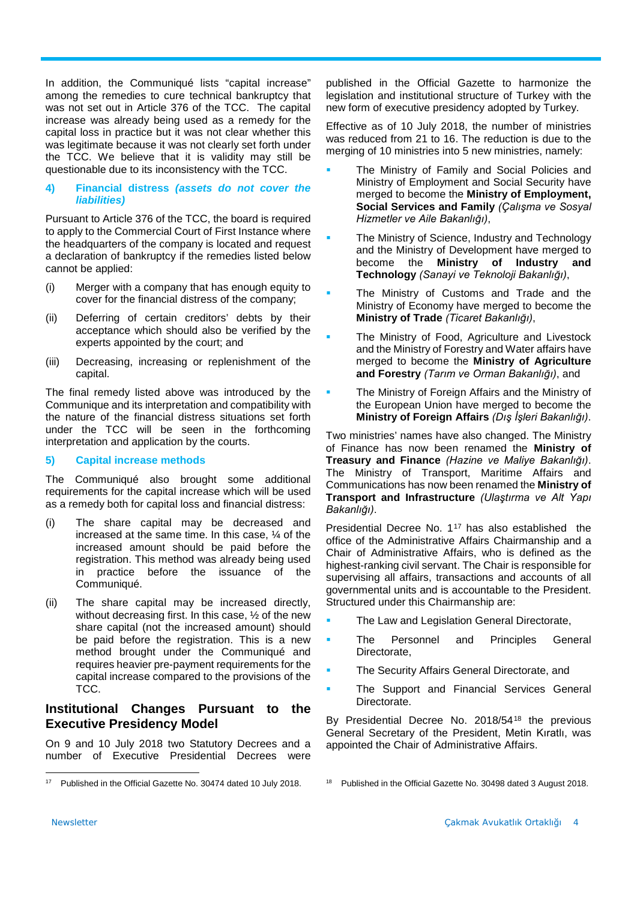In addition, the Communiqué lists "capital increase" among the remedies to cure technical bankruptcy that was not set out in Article 376 of the TCC. The capital increase was already being used as a remedy for the capital loss in practice but it was not clear whether this was legitimate because it was not clearly set forth under the TCC. We believe that it is validity may still be questionable due to its inconsistency with the TCC.

### 4) Financial distress *(assets do not cover the liabilities)*

Pursuant to Article 376 of the TCC, the board is required to apply to the Commercial Court of First Instance where the headquarters of the company is located and request a declaration of bankruptcy if the remedies listed below cannot be applied:

(i) Merger with a company that has enough equity to cover for the financial distress of the company;

(ii) Deferring of certain creditors' debts by their acceptance which should also be verified by the experts appointed by the court; and

(iii) Decreasing, increasing or replenishment of the capital.

The final remedy listed above was introduced by the Communique and its interpretation and compatibility with the nature of the financial distress situations set forth under the TCC will be seen in the forthcoming interpretation and application by the courts.

### 5) Capital increase methods

The Communiqué also brought some additional requirements for the capital increase which will be used as a remedy both for capital loss and financial distress:

(i) The share capital may be decreased and increased at the same time. In this case, ¼ of the increased amount should be paid before the registration. This method was already being used in practice before the issuance of the Communiqué.

(ii) The share capital may be increased directly, without decreasing first. In this case, ½ of the new share capital (not the increased amount) should be paid before the registration. This is a new method brought under the Communiqué and requires heavier pre-payment requirements for the capital increase compared to the provisions of the TCC.

## Institutional Changes Pursuant to the Executive Presidency Model

On 9 and 10 July 2018 two Statutory Decrees and a number of Executive Presidential Decrees were published in the Official Gazette to harmonize the legislation and institutional structure of Turkey with the new form of executive presidency adopted by Turkey.

Effective as of 10 July 2018, the number of ministries was reduced from 21 to 16. The reduction is due to the merging of 10 ministries into 5 new ministries, namely:

- The Ministry of Family and Social Policies and Ministry of Employment and Social Security have merged to become the **Ministry of Employment, Social Services and Family** *(Çalışma ve Sosyal Hizmetler ve Aile Bakanlığı)*,
- The Ministry of Science, Industry and Technology and the Ministry of Development have merged to become the **Ministry of Industry and Technology** *(Sanayi ve Teknoloji Bakanlığı)*,
- The Ministry of Customs and Trade and the Ministry of Economy have merged to become the **Ministry of Trade** *(Ticaret Bakanlığı)*,
- The Ministry of Food, Agriculture and Livestock and the Ministry of Forestry and Water affairs have merged to become the **Ministry of Agriculture and Forestry** *(Tarım ve Orman Bakanlığı)*, and
- The Ministry of Foreign Affairs and the Ministry of the European Union have merged to become the **Ministry of Foreign Affairs** *(Dış İşleri Bakanlığı)*.

Two ministries' names have also changed. The Ministry of Finance has now been renamed the **Ministry of Treasury and Finance** *(Hazine ve Maliye Bakanlığı)*. The Ministry of Transport, Maritime Affairs and Communications has now been renamed the **Ministry of Transport and Infrastructure** *(Ulaştırma ve Alt Yapı Bakanlığı)*.

Presidential Decree No. 1[17] has also established the office of the Administrative Affairs Chairmanship and a Chair of Administrative Affairs, who is defined as the highest-ranking civil servant. The Chair is responsible for supervising all affairs, transactions and accounts of all governmental units and is accountable to the President. Structured under this Chairmanship are:

- The Law and Legislation General Directorate,
- The Personnel and Principles General Directorate,
- The Security Affairs General Directorate, and
- The Support and Financial Services General Directorate.

By Presidential Decree No. 2018/54[18] the previous General Secretary of the President, Metin Kıratlı, was appointed the Chair of Administrative Affairs.

---

[17] Published in the Official Gazette No. 30474 dated 10 July 2018.

[18] Published in the Official Gazette No. 30498 dated 3 August 2018.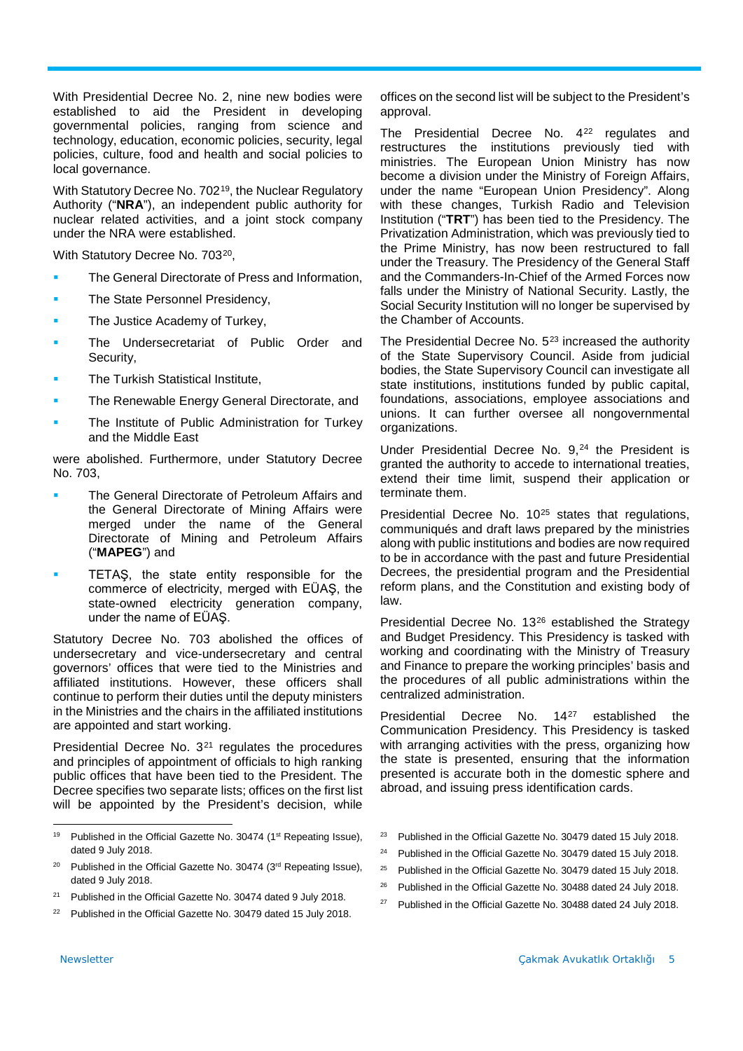With Presidential Decree No. 2, nine new bodies were established to aid the President in developing governmental policies, ranging from science and technology, education, economic policies, security, legal policies, culture, food and health and social policies to local governance.

With Statutory Decree No. 702[19], the Nuclear Regulatory Authority ("**NRA**"), an independent public authority for nuclear related activities, and a joint stock company under the NRA were established.

With Statutory Decree No. 703[20],

- The General Directorate of Press and Information,
- The State Personnel Presidency,
- The Justice Academy of Turkey,
- The Undersecretariat of Public Order and Security,
- The Turkish Statistical Institute,
- The Renewable Energy General Directorate, and
- The Institute of Public Administration for Turkey and the Middle East

were abolished. Furthermore, under Statutory Decree No. 703,

- The General Directorate of Petroleum Affairs and the General Directorate of Mining Affairs were merged under the name of the General Directorate of Mining and Petroleum Affairs ("**MAPEG**") and
- TETAŞ, the state entity responsible for the commerce of electricity, merged with EÜAŞ, the state-owned electricity generation company, under the name of EÜAŞ.

Statutory Decree No. 703 abolished the offices of undersecretary and vice-undersecretary and central governors' offices that were tied to the Ministries and affiliated institutions. However, these officers shall continue to perform their duties until the deputy ministers in the Ministries and the chairs in the affiliated institutions are appointed and start working.

Presidential Decree No. 3[21] regulates the procedures and principles of appointment of officials to high ranking public offices that have been tied to the President. The Decree specifies two separate lists; offices on the first list will be appointed by the President's decision, while offices on the second list will be subject to the President's approval.

The Presidential Decree No. 4[22] regulates and restructures the institutions previously tied with ministries. The European Union Ministry has now become a division under the Ministry of Foreign Affairs, under the name "European Union Presidency". Along with these changes, Turkish Radio and Television Institution ("**TRT**") has been tied to the Presidency. The Privatization Administration, which was previously tied to the Prime Ministry, has now been restructured to fall under the Treasury. The Presidency of the General Staff and the Commanders-In-Chief of the Armed Forces now falls under the Ministry of National Security. Lastly, the Social Security Institution will no longer be supervised by the Chamber of Accounts.

The Presidential Decree No. 5[23] increased the authority of the State Supervisory Council. Aside from judicial bodies, the State Supervisory Council can investigate all state institutions, institutions funded by public capital, foundations, associations, employee associations and unions. It can further oversee all nongovernmental organizations.

Under Presidential Decree No. 9,[24] the President is granted the authority to accede to international treaties, extend their time limit, suspend their application or terminate them.

Presidential Decree No. 10[25] states that regulations, communiqués and draft laws prepared by the ministries along with public institutions and bodies are now required to be in accordance with the past and future Presidential Decrees, the presidential program and the Presidential reform plans, and the Constitution and existing body of law.

Presidential Decree No. 13[26] established the Strategy and Budget Presidency. This Presidency is tasked with working and coordinating with the Ministry of Treasury and Finance to prepare the working principles' basis and the procedures of all public administrations within the centralized administration.

Presidential Decree No. 14[27] established the Communication Presidency. This Presidency is tasked with arranging activities with the press, organizing how the state is presented, ensuring that the information presented is accurate both in the domestic sphere and abroad, and issuing press identification cards.

---

[19] Published in the Official Gazette No. 30474 (1st Repeating Issue), dated 9 July 2018.

[20] Published in the Official Gazette No. 30474 (3rd Repeating Issue), dated 9 July 2018.

[21] Published in the Official Gazette No. 30474 dated 9 July 2018.

[22] Published in the Official Gazette No. 30479 dated 15 July 2018.

[23] Published in the Official Gazette No. 30479 dated 15 July 2018.

[24] Published in the Official Gazette No. 30479 dated 15 July 2018.

[25] Published in the Official Gazette No. 30479 dated 15 July 2018.

[26] Published in the Official Gazette No. 30488 dated 24 July 2018.

[27] Published in the Official Gazette No. 30488 dated 24 July 2018.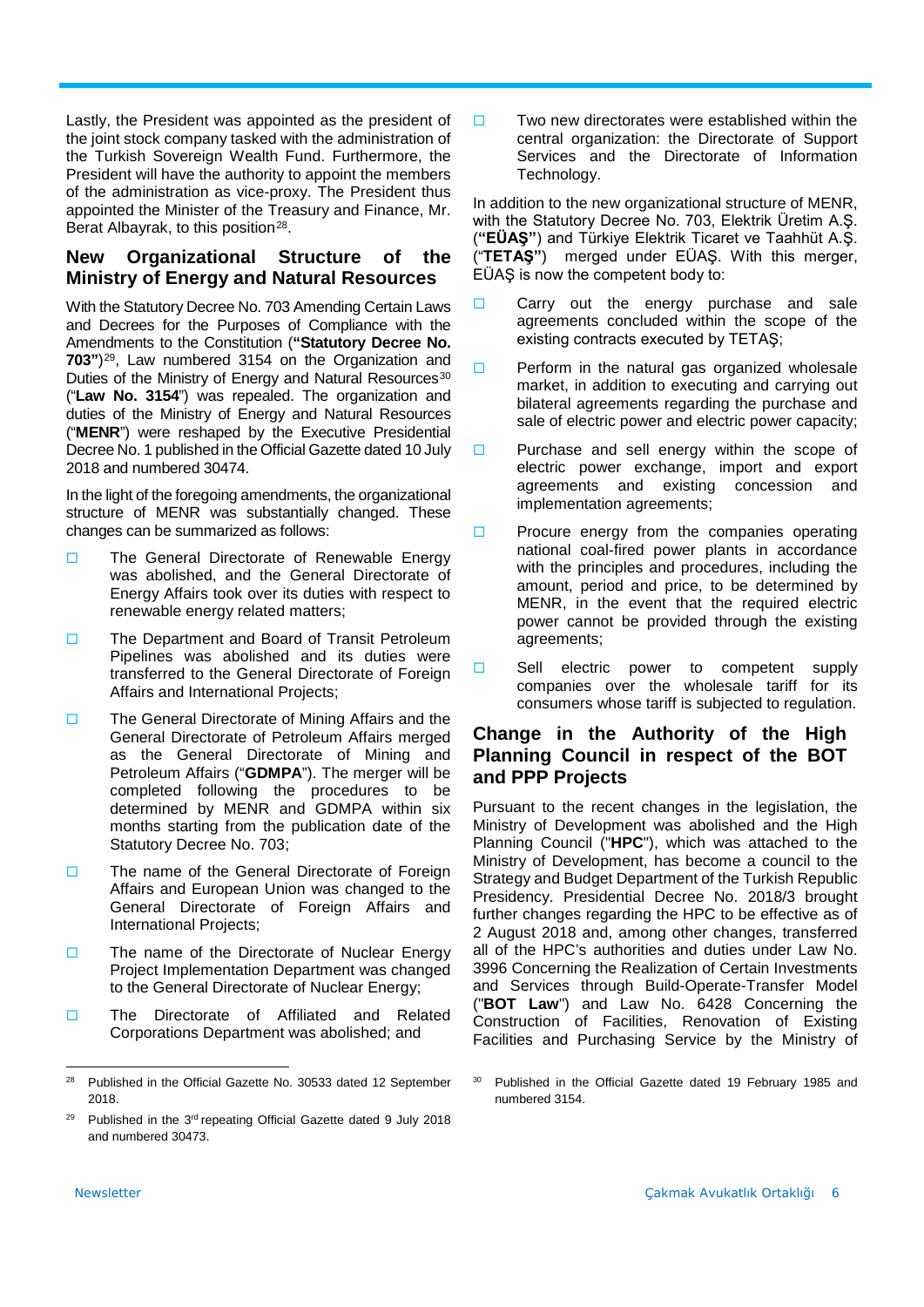Lastly, the President was appointed as the president of the joint stock company tasked with the administration of the Turkish Sovereign Wealth Fund. Furthermore, the President will have the authority to appoint the members of the administration as vice-proxy. The President thus appointed the Minister of the Treasury and Finance, Mr. Berat Albayrak, to this position[28].

## New Organizational Structure of the Ministry of Energy and Natural Resources

With the Statutory Decree No. 703 Amending Certain Laws and Decrees for the Purposes of Compliance with the Amendments to the Constitution (**"Statutory Decree No. 703"**)[29], Law numbered 3154 on the Organization and Duties of the Ministry of Energy and Natural Resources[30] ("**Law No. 3154**") was repealed. The organization and duties of the Ministry of Energy and Natural Resources ("**MENR**") were reshaped by the Executive Presidential Decree No. 1 published in the Official Gazette dated 10 July 2018 and numbered 30474.

In the light of the foregoing amendments, the organizational structure of MENR was substantially changed. These changes can be summarized as follows:

- The General Directorate of Renewable Energy was abolished, and the General Directorate of Energy Affairs took over its duties with respect to renewable energy related matters;
- The Department and Board of Transit Petroleum Pipelines was abolished and its duties were transferred to the General Directorate of Foreign Affairs and International Projects;
- The General Directorate of Mining Affairs and the General Directorate of Petroleum Affairs merged as the General Directorate of Mining and Petroleum Affairs ("**GDMPA**"). The merger will be completed following the procedures to be determined by MENR and GDMPA within six months starting from the publication date of the Statutory Decree No. 703;
- The name of the General Directorate of Foreign Affairs and European Union was changed to the General Directorate of Foreign Affairs and International Projects;
- The name of the Directorate of Nuclear Energy Project Implementation Department was changed to the General Directorate of Nuclear Energy;
- The Directorate of Affiliated and Related Corporations Department was abolished; and
- Two new directorates were established within the central organization: the Directorate of Support Services and the Directorate of Information Technology.

In addition to the new organizational structure of MENR, with the Statutory Decree No. 703, Elektrik Üretim A.Ş. (**"EÜAŞ"**) and Türkiye Elektrik Ticaret ve Taahhüt A.Ş. ("**TETAŞ"**) merged under EÜAŞ. With this merger, EÜAŞ is now the competent body to:

- Carry out the energy purchase and sale agreements concluded within the scope of the existing contracts executed by TETAŞ;
- Perform in the natural gas organized wholesale market, in addition to executing and carrying out bilateral agreements regarding the purchase and sale of electric power and electric power capacity;
- Purchase and sell energy within the scope of electric power exchange, import and export agreements and existing concession and implementation agreements;
- Procure energy from the companies operating national coal-fired power plants in accordance with the principles and procedures, including the amount, period and price, to be determined by MENR, in the event that the required electric power cannot be provided through the existing agreements;
- Sell electric power to competent supply companies over the wholesale tariff for its consumers whose tariff is subjected to regulation.

## Change in the Authority of the High Planning Council in respect of the BOT and PPP Projects

Pursuant to the recent changes in the legislation, the Ministry of Development was abolished and the High Planning Council ("**HPC**"), which was attached to the Ministry of Development, has become a council to the Strategy and Budget Department of the Turkish Republic Presidency. Presidential Decree No. 2018/3 brought further changes regarding the HPC to be effective as of 2 August 2018 and, among other changes, transferred all of the HPC's authorities and duties under Law No. 3996 Concerning the Realization of Certain Investments and Services through Build-Operate-Transfer Model ("**BOT Law**") and Law No. 6428 Concerning the Construction of Facilities, Renovation of Existing Facilities and Purchasing Service by the Ministry of

---

[28] Published in the Official Gazette No. 30533 dated 12 September 2018.

[29] Published in the 3rd repeating Official Gazette dated 9 July 2018 and numbered 30473.

[30] Published in the Official Gazette dated 19 February 1985 and numbered 3154.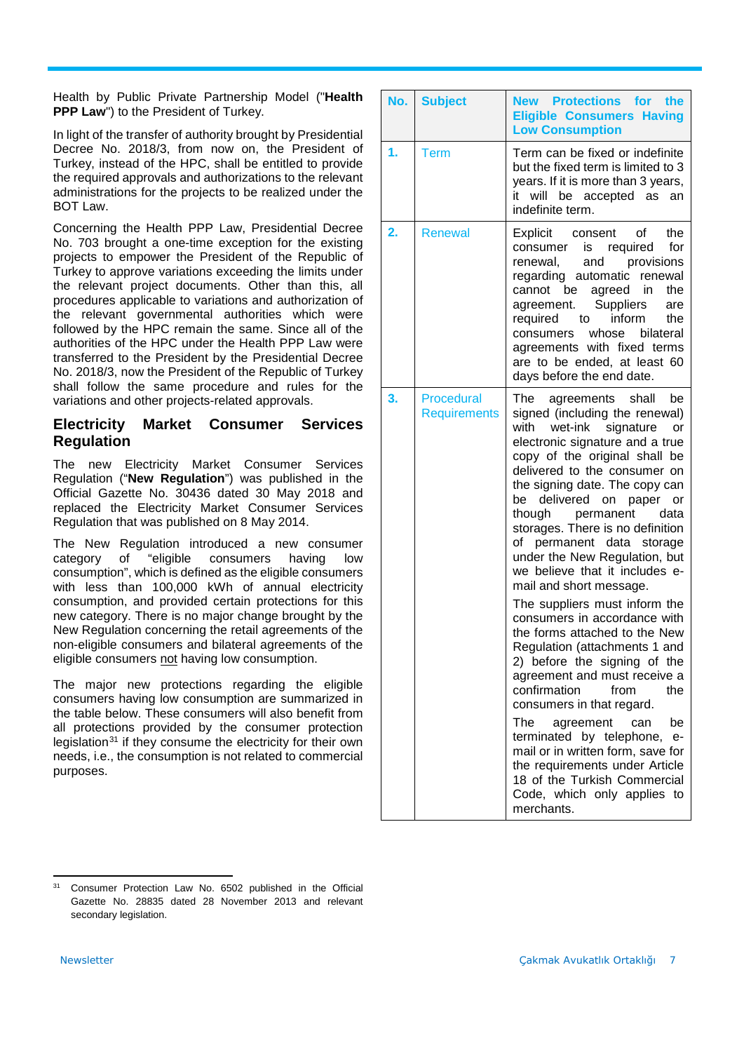Health by Public Private Partnership Model ("**Health PPP Law**") to the President of Turkey.

In light of the transfer of authority brought by Presidential Decree No. 2018/3, from now on, the President of Turkey, instead of the HPC, shall be entitled to provide the required approvals and authorizations to the relevant administrations for the projects to be realized under the BOT Law.

Concerning the Health PPP Law, Presidential Decree No. 703 brought a one-time exception for the existing projects to empower the President of the Republic of Turkey to approve variations exceeding the limits under the relevant project documents. Other than this, all procedures applicable to variations and authorization of the relevant governmental authorities which were followed by the HPC remain the same. Since all of the authorities of the HPC under the Health PPP Law were transferred to the President by the Presidential Decree No. 2018/3, now the President of the Republic of Turkey shall follow the same procedure and rules for the variations and other projects-related approvals.

## Electricity Market Consumer Services Regulation

The new Electricity Market Consumer Services Regulation ("**New Regulation**") was published in the Official Gazette No. 30436 dated 30 May 2018 and replaced the Electricity Market Consumer Services Regulation that was published on 8 May 2014.

The New Regulation introduced a new consumer category of "eligible consumers having low consumption", which is defined as the eligible consumers with less than 100,000 kWh of annual electricity consumption, and provided certain protections for this new category. There is no major change brought by the New Regulation concerning the retail agreements of the non-eligible consumers and bilateral agreements of the eligible consumers not having low consumption.

The major new protections regarding the eligible consumers having low consumption are summarized in the table below. These consumers will also benefit from all protections provided by the consumer protection legislation[31] if they consume the electricity for their own needs, i.e., the consumption is not related to commercial purposes.

| No. | Subject | New Protections for the Eligible Consumers Having Low Consumption |
|---|---|---|
| 1. | Term | Term can be fixed or indefinite but the fixed term is limited to 3 years. If it is more than 3 years, it will be accepted as an indefinite term. |
| 2. | Renewal | Explicit consent of the consumer is required for renewal, and provisions regarding automatic renewal cannot be agreed in the agreement. Suppliers are required to inform the consumers whose bilateral agreements with fixed terms are to be ended, at least 60 days before the end date. |
| 3. | Procedural Requirements | The agreements shall be signed (including the renewal) with wet-ink signature or electronic signature and a true copy of the original shall be delivered to the consumer on the signing date. The copy can be delivered on paper or though permanent data storages. There is no definition of permanent data storage under the New Regulation, but we believe that it includes e-mail and short message.<br><br>The suppliers must inform the consumers in accordance with the forms attached to the New Regulation (attachments 1 and 2) before the signing of the agreement and must receive a confirmation from the consumers in that regard.<br><br>The agreement can be terminated by telephone, e-mail or in written form, save for the requirements under Article 18 of the Turkish Commercial Code, which only applies to merchants. |

[31] Consumer Protection Law No. 6502 published in the Official Gazette No. 28835 dated 28 November 2013 and relevant secondary legislation.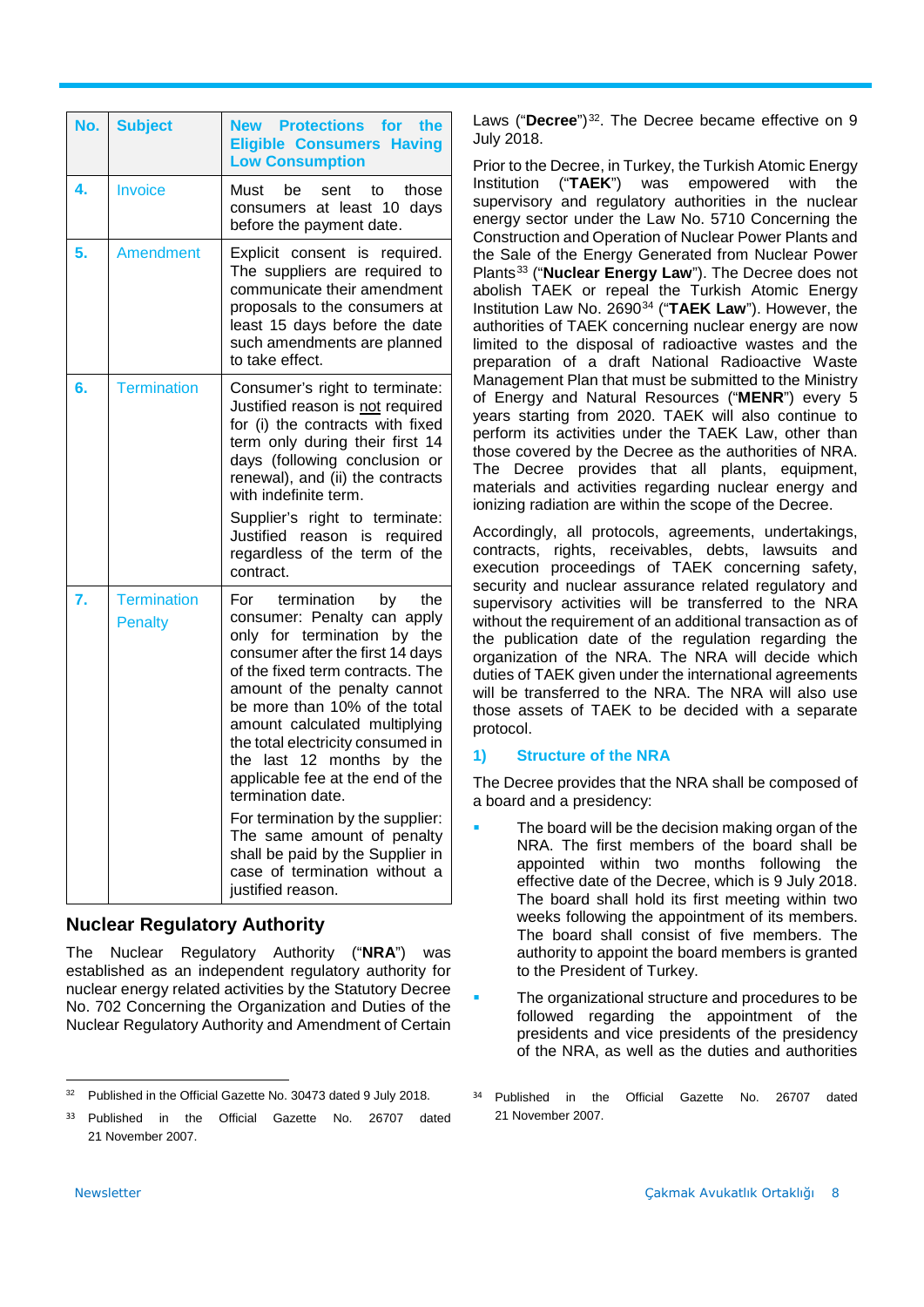| No. | Subject | New Protections for the Eligible Consumers Having Low Consumption |
|---|---|---|
| **4.** | Invoice | Must be sent to those consumers at least 10 days before the payment date. |
| **5.** | Amendment | Explicit consent is required. The suppliers are required to communicate their amendment proposals to the consumers at least 15 days before the date such amendments are planned to take effect. |
| **6.** | Termination | Consumer's right to terminate: Justified reason is not required for (i) the contracts with fixed term only during their first 14 days (following conclusion or renewal), and (ii) the contracts with indefinite term.<br><br>Supplier's right to terminate: Justified reason is required regardless of the term of the contract. |
| **7.** | Termination Penalty | For termination by the consumer: Penalty can apply only for termination by the consumer after the first 14 days of the fixed term contracts. The amount of the penalty cannot be more than 10% of the total amount calculated multiplying the total electricity consumed in the last 12 months by the applicable fee at the end of the termination date.<br><br>For termination by the supplier: The same amount of penalty shall be paid by the Supplier in case of termination without a justified reason. |

## Nuclear Regulatory Authority

The Nuclear Regulatory Authority ("**NRA**") was established as an independent regulatory authority for nuclear energy related activities by the Statutory Decree No. 702 Concerning the Organization and Duties of the Nuclear Regulatory Authority and Amendment of Certain Laws ("**Decree**")[32]. The Decree became effective on 9 July 2018.

Prior to the Decree, in Turkey, the Turkish Atomic Energy Institution ("**TAEK**") was empowered with the supervisory and regulatory authorities in the nuclear energy sector under the Law No. 5710 Concerning the Construction and Operation of Nuclear Power Plants and the Sale of the Energy Generated from Nuclear Power Plants[33] ("**Nuclear Energy Law**"). The Decree does not abolish TAEK or repeal the Turkish Atomic Energy Institution Law No. 2690[34] ("**TAEK Law**"). However, the authorities of TAEK concerning nuclear energy are now limited to the disposal of radioactive wastes and the preparation of a draft National Radioactive Waste Management Plan that must be submitted to the Ministry of Energy and Natural Resources ("**MENR**") every 5 years starting from 2020. TAEK will also continue to perform its activities under the TAEK Law, other than those covered by the Decree as the authorities of NRA. The Decree provides that all plants, equipment, materials and activities regarding nuclear energy and ionizing radiation are within the scope of the Decree.

Accordingly, all protocols, agreements, undertakings, contracts, rights, receivables, debts, lawsuits and execution proceedings of TAEK concerning safety, security and nuclear assurance related regulatory and supervisory activities will be transferred to the NRA without the requirement of an additional transaction as of the publication date of the regulation regarding the organization of the NRA. The NRA will decide which duties of TAEK given under the international agreements will be transferred to the NRA. The NRA will also use those assets of TAEK to be decided with a separate protocol.

### 1) Structure of the NRA

The Decree provides that the NRA shall be composed of a board and a presidency:

- The board will be the decision making organ of the NRA. The first members of the board shall be appointed within two months following the effective date of the Decree, which is 9 July 2018. The board shall hold its first meeting within two weeks following the appointment of its members. The board shall consist of five members. The authority to appoint the board members is granted to the President of Turkey.
- The organizational structure and procedures to be followed regarding the appointment of the presidents and vice presidents of the presidency of the NRA, as well as the duties and authorities

---

32 Published in the Official Gazette No. 30473 dated 9 July 2018.

33 Published in the Official Gazette No. 26707 dated 21 November 2007.

34 Published in the Official Gazette No. 26707 dated 21 November 2007.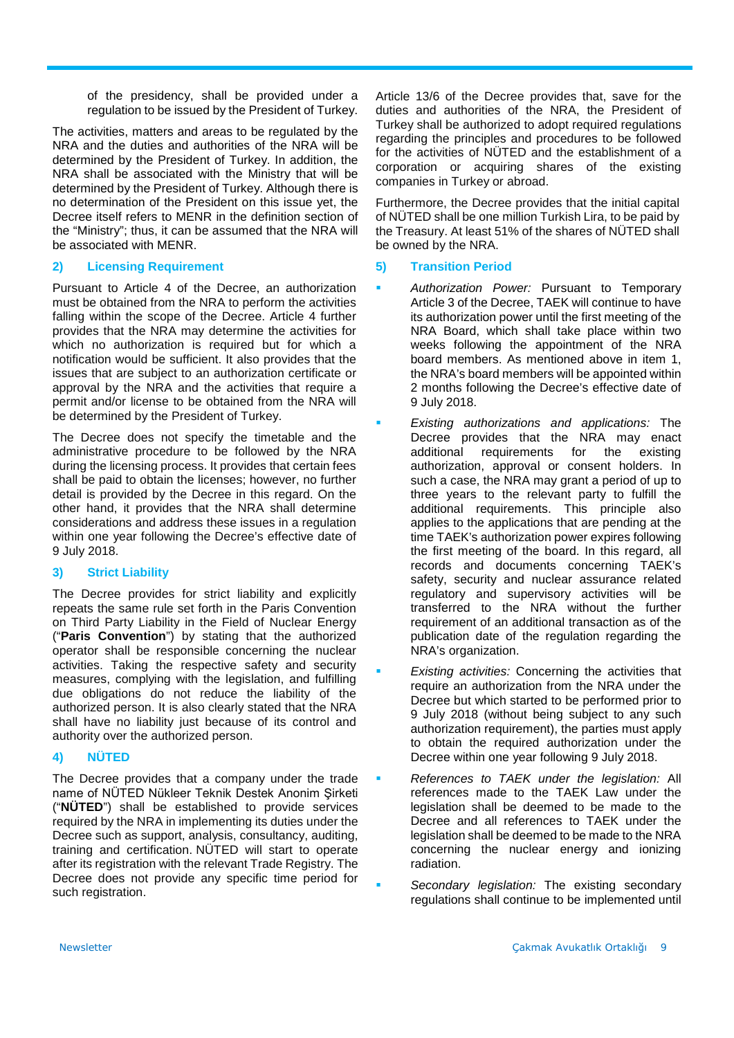of the presidency, shall be provided under a regulation to be issued by the President of Turkey.

The activities, matters and areas to be regulated by the NRA and the duties and authorities of the NRA will be determined by the President of Turkey. In addition, the NRA shall be associated with the Ministry that will be determined by the President of Turkey. Although there is no determination of the President on this issue yet, the Decree itself refers to MENR in the definition section of the "Ministry"; thus, it can be assumed that the NRA will be associated with MENR.

### 2) Licensing Requirement

Pursuant to Article 4 of the Decree, an authorization must be obtained from the NRA to perform the activities falling within the scope of the Decree. Article 4 further provides that the NRA may determine the activities for which no authorization is required but for which a notification would be sufficient. It also provides that the issues that are subject to an authorization certificate or approval by the NRA and the activities that require a permit and/or license to be obtained from the NRA will be determined by the President of Turkey.

The Decree does not specify the timetable and the administrative procedure to be followed by the NRA during the licensing process. It provides that certain fees shall be paid to obtain the licenses; however, no further detail is provided by the Decree in this regard. On the other hand, it provides that the NRA shall determine these considerations and address these issues in a regulation within one year following the Decree's effective date of 9 July 2018.

### 3) Strict Liability

The Decree provides for strict liability and explicitly repeats the same rule set forth in the Paris Convention on Third Party Liability in the Field of Nuclear Energy ("**Paris Convention**") by stating that the authorized operator shall be responsible concerning the nuclear activities. Taking the respective safety and security measures, complying with the legislation, and fulfilling due obligations do not reduce the liability of the authorized person. It is also clearly stated that the NRA shall have no liability just because of its control and authority over the authorized person.

### 4) NÜTED

The Decree provides that a company under the trade name of NÜTED Nükleer Teknik Destek Anonim Şirketi ("**NÜTED**") shall be established to provide services required by the NRA in implementing its duties under the Decree such as support, analysis, consultancy, auditing, training and certification. NÜTED will start to operate after its registration with the relevant Trade Registry. The Decree does not provide any specific time period for such registration.

Article 13/6 of the Decree provides that, save for the duties and authorities of the NRA, the President of Turkey shall be authorized to adopt required regulations regarding the principles and procedures to be followed for the activities of NÜTED and the establishment of a corporation or acquiring shares of the existing companies in Turkey or abroad.

Furthermore, the Decree provides that the initial capital of NÜTED shall be one million Turkish Lira, to be paid by the Treasury. At least 51% of the shares of NÜTED shall be owned by the NRA.

### 5) Transition Period

- *Authorization Power:* Pursuant to Temporary Article 3 of the Decree, TAEK will continue to have its authorization power until the first meeting of the NRA Board, which shall take place within two weeks following the appointment of the NRA board members. As mentioned above in item 1, the NRA's board members will be appointed within 2 months following the Decree's effective date of 9 July 2018.
- *Existing authorizations and applications:* The Decree provides that the NRA may enact additional requirements for the existing authorization, approval or consent holders. In such a case, the NRA may grant a period of up to three years to the relevant party to fulfill the additional requirements. This principle also applies to the applications that are pending at the time TAEK's authorization power expires following the first meeting of the board. In this regard, all records and documents concerning TAEK's safety, security and nuclear assurance related regulatory and supervisory activities will be transferred to the NRA without the further requirement of an additional transaction as of the publication date of the regulation regarding the NRA's organization.
- *Existing activities:* Concerning the activities that require an authorization from the NRA under the Decree but which started to be performed prior to 9 July 2018 (without being subject to any such authorization requirement), the parties must apply to obtain the required authorization under the Decree within one year following 9 July 2018.
- *References to TAEK under the legislation:* All references made to the TAEK Law under the legislation shall be deemed to be made to the Decree and all references to TAEK under the legislation shall be deemed to be made to the NRA concerning the nuclear energy and ionizing radiation.
- *Secondary legislation:* The existing secondary regulations shall continue to be implemented until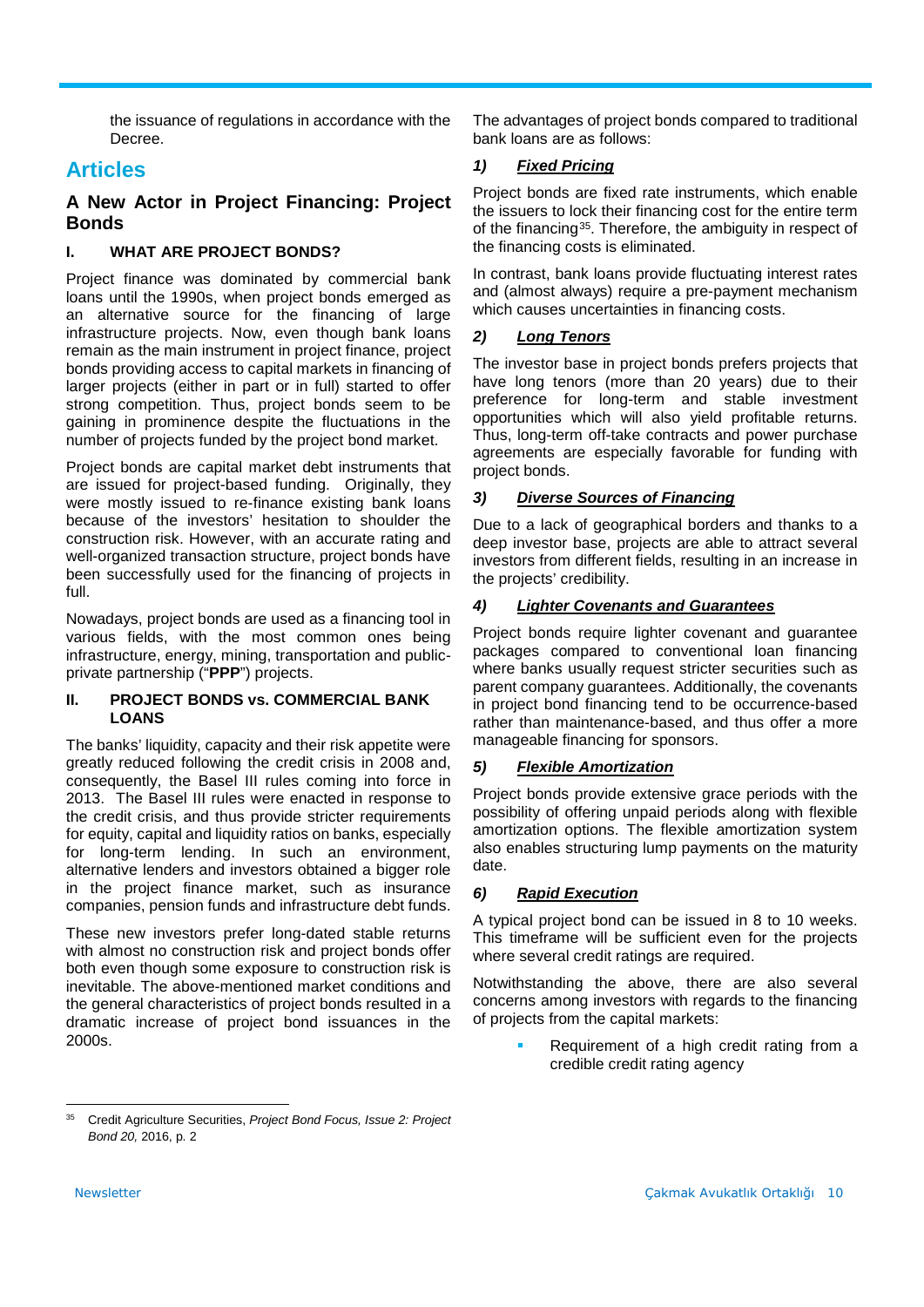the issuance of regulations in accordance with the Decree.

# Articles

## A New Actor in Project Financing: Project Bonds

### I. WHAT ARE PROJECT BONDS?

Project finance was dominated by commercial bank loans until the 1990s, when project bonds emerged as an alternative source for the financing of large infrastructure projects. Now, even though bank loans remain as the main instrument in project finance, project bonds providing access to capital markets in financing of larger projects (either in part or in full) started to offer strong competition. Thus, project bonds seem to be gaining in prominence despite the fluctuations in the number of projects funded by the project bond market.

Project bonds are capital market debt instruments that are issued for project-based funding. Originally, they were mostly issued to re-finance existing bank loans because of the investors' hesitation to shoulder the construction risk. However, with an accurate rating and well-organized transaction structure, project bonds have been successfully used for the financing of projects in full.

Nowadays, project bonds are used as a financing tool in various fields, with the most common ones being infrastructure, energy, mining, transportation and public-private partnership ("**PPP**") projects.

### II. PROJECT BONDS vs. COMMERCIAL BANK LOANS

The banks' liquidity, capacity and their risk appetite were greatly reduced following the credit crisis in 2008 and, consequently, the Basel III rules coming into force in 2013. The Basel III rules were enacted in response to the credit crisis, and thus provide stricter requirements for equity, capital and liquidity ratios on banks, especially for long-term lending. In such an environment, alternative lenders and investors obtained a bigger role in the project finance market, such as insurance companies, pension funds and infrastructure debt funds.

These new investors prefer long-dated stable returns with almost no construction risk and project bonds offer both even though some exposure to construction risk is inevitable. The above-mentioned market conditions and the general characteristics of project bonds resulted in a dramatic increase of project bond issuances in the 2000s.

The advantages of project bonds compared to traditional bank loans are as follows:

***1) <u>Fixed Pricing</u>***

Project bonds are fixed rate instruments, which enable the issuers to lock their financing cost for the entire term of the financing[35]. Therefore, the ambiguity in respect of the financing costs is eliminated.

In contrast, bank loans provide fluctuating interest rates and (almost always) require a pre-payment mechanism which causes uncertainties in financing costs.

***2) <u>Long Tenors</u>***

The investor base in project bonds prefers projects that have long tenors (more than 20 years) due to their preference for long-term and stable investment opportunities which will also yield profitable returns. Thus, long-term off-take contracts and power purchase agreements are especially favorable for funding with project bonds.

***3) <u>Diverse Sources of Financing</u>***

Due to a lack of geographical borders and thanks to a deep investor base, projects are able to attract several investors from different fields, resulting in an increase in the projects' credibility.

***4) <u>Lighter Covenants and Guarantees</u>***

Project bonds require lighter covenant and guarantee packages compared to conventional loan financing where banks usually request stricter securities such as parent company guarantees. Additionally, the covenants in project bond financing tend to be occurrence-based rather than maintenance-based, and thus offer a more manageable financing for sponsors.

***5) <u>Flexible Amortization</u>***

Project bonds provide extensive grace periods with the possibility of offering unpaid periods along with flexible amortization options. The flexible amortization system also enables structuring lump payments on the maturity date.

***6) <u>Rapid Execution</u>***

A typical project bond can be issued in 8 to 10 weeks. This timeframe will be sufficient even for the projects where several credit ratings are required.

Notwithstanding the above, there are also several concerns among investors with regards to the financing of projects from the capital markets:

- Requirement of a high credit rating from a credible credit rating agency

---

[35] Credit Agriculture Securities, *Project Bond Focus, Issue 2: Project Bond 20,* 2016, p. 2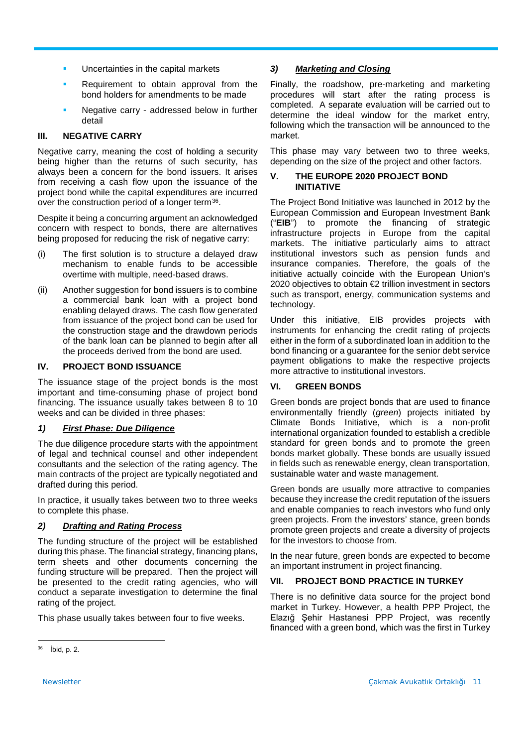- Uncertainties in the capital markets
- Requirement to obtain approval from the bond holders for amendments to be made
- Negative carry - addressed below in further detail

## III. NEGATIVE CARRY

Negative carry, meaning the cost of holding a security being higher than the returns of such security, has always been a concern for the bond issuers. It arises from receiving a cash flow upon the issuance of the project bond while the capital expenditures are incurred over the construction period of a longer term[36].

Despite it being a concurring argument an acknowledged concern with respect to bonds, there are alternatives being proposed for reducing the risk of negative carry:

(i) The first solution is to structure a delayed draw mechanism to enable funds to be accessible overtime with multiple, need-based draws.

(ii) Another suggestion for bond issuers is to combine a commercial bank loan with a project bond enabling delayed draws. The cash flow generated from issuance of the project bond can be used for the construction stage and the drawdown periods of the bank loan can be planned to begin after all the proceeds derived from the bond are used.

## IV. PROJECT BOND ISSUANCE

The issuance stage of the project bonds is the most important and time-consuming phase of project bond financing. The issuance usually takes between 8 to 10 weeks and can be divided in three phases:

### *1) <u>First Phase: Due Diligence</u>*

The due diligence procedure starts with the appointment of legal and technical counsel and other independent consultants and the selection of the rating agency. The main contracts of the project are typically negotiated and drafted during this period.

In practice, it usually takes between two to three weeks to complete this phase.

### *2) <u>Drafting and Rating Process</u>*

The funding structure of the project will be established during this phase. The financial strategy, financing plans, term sheets and other documents concerning the funding structure will be prepared. Then the project will be presented to the credit rating agencies, who will conduct a separate investigation to determine the final rating of the project.

This phase usually takes between four to five weeks.

### *3) <u>Marketing and Closing</u>*

Finally, the roadshow, pre-marketing and marketing procedures will start after the rating process is completed. A separate evaluation will be carried out to determine the ideal window for the market entry, following which the transaction will be announced to the market.

This phase may vary between two to three weeks, depending on the size of the project and other factors.

## V. THE EUROPE 2020 PROJECT BOND INITIATIVE

The Project Bond Initiative was launched in 2012 by the European Commission and European Investment Bank ("**EIB**") to promote the financing of strategic infrastructure projects in Europe from the capital markets. The initiative particularly aims to attract institutional investors such as pension funds and insurance companies. Therefore, the goals of the initiative actually coincide with the European Union's 2020 objectives to obtain €2 trillion investment in sectors such as transport, energy, communication systems and technology.

Under this initiative, EIB provides projects with instruments for enhancing the credit rating of projects either in the form of a subordinated loan in addition to the bond financing or a guarantee for the senior debt service payment obligations to make the respective projects more attractive to institutional investors.

## VI. GREEN BONDS

Green bonds are project bonds that are used to finance environmentally friendly (*green*) projects initiated by Climate Bonds Initiative, which is a non-profit international organization founded to establish a credible standard for green bonds and to promote the green bonds market globally. These bonds are usually issued in fields such as renewable energy, clean transportation, sustainable water and waste management.

Green bonds are usually more attractive to companies because they increase the credit reputation of the issuers and enable companies to reach investors who fund only green projects. From the investors' stance, green bonds promote green projects and create a diversity of projects for the investors to choose from.

In the near future, green bonds are expected to become an important instrument in project financing.

## VII. PROJECT BOND PRACTICE IN TURKEY

There is no definitive data source for the project bond market in Turkey. However, a health PPP Project, the Elazığ Şehir Hastanesi PPP Project, was recently financed with a green bond, which was the first in Turkey

---

[36] İbid, p. 2.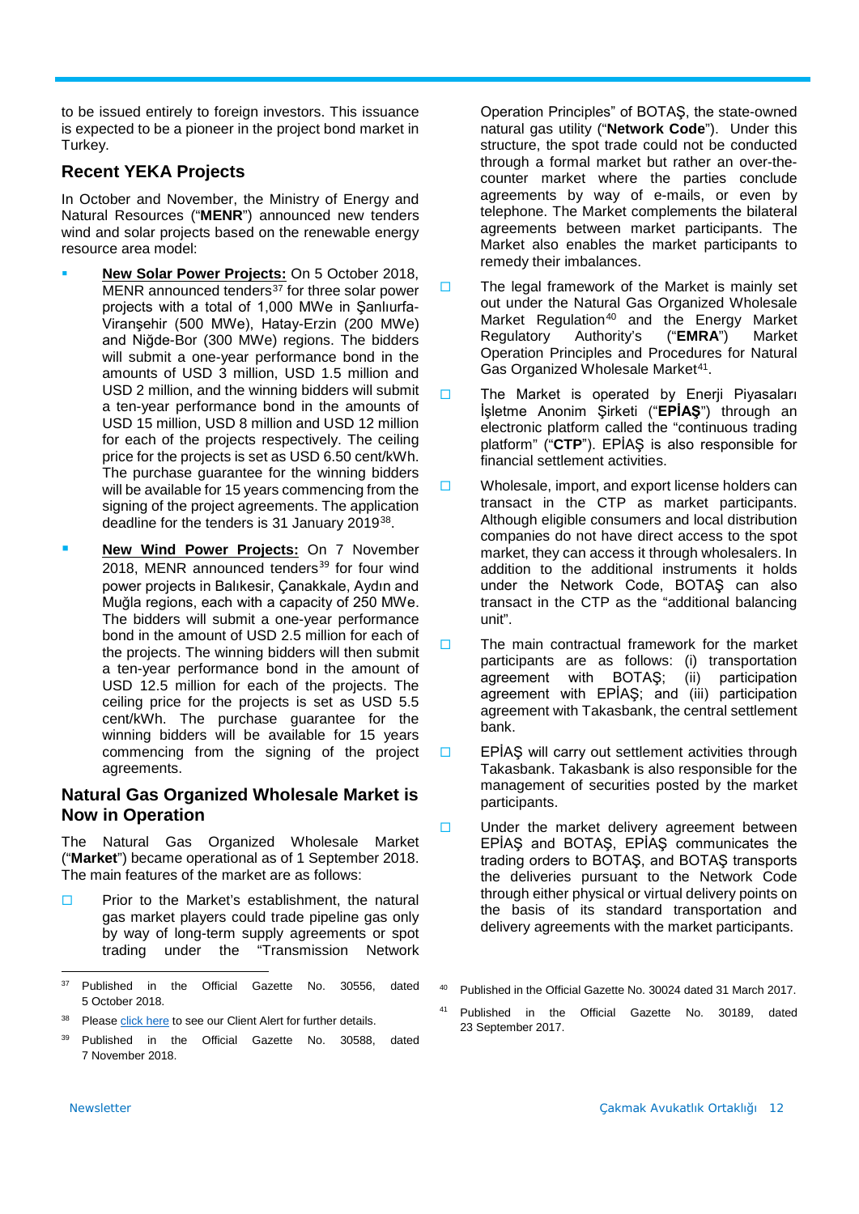to be issued entirely to foreign investors. This issuance is expected to be a pioneer in the project bond market in Turkey.

## Recent YEKA Projects

In October and November, the Ministry of Energy and Natural Resources ("**MENR**") announced new tenders wind and solar projects based on the renewable energy resource area model:

- **New Solar Power Projects:** On 5 October 2018, MENR announced tenders[37] for three solar power projects with a total of 1,000 MWe in Şanlıurfa-Viranşehir (500 MWe), Hatay-Erzin (200 MWe) and Niğde-Bor (300 MWe) regions. The bidders will submit a one-year performance bond in the amounts of USD 3 million, USD 1.5 million and USD 2 million, and the winning bidders will submit a ten-year performance bond in the amounts of USD 15 million, USD 8 million and USD 12 million for each of the projects respectively. The ceiling price for the projects is set as USD 6.50 cent/kWh. The purchase guarantee for the winning bidders will be available for 15 years commencing from the signing of the project agreements. The application deadline for the tenders is 31 January 2019[38].
- **New Wind Power Projects:** On 7 November 2018, MENR announced tenders[39] for four wind power projects in Balıkesir, Çanakkale, Aydın and Muğla regions, each with a capacity of 250 MWe. The bidders will submit a one-year performance bond in the amount of USD 2.5 million for each of the projects. The winning bidders will then submit a ten-year performance bond in the amount of USD 12.5 million for each of the projects. The ceiling price for the projects is set as USD 5.5 cent/kWh. The purchase guarantee for the winning bidders will be available for 15 years commencing from the signing of the project agreements.

## Natural Gas Organized Wholesale Market is Now in Operation

The Natural Gas Organized Wholesale Market ("**Market**") became operational as of 1 September 2018. The main features of the market are as follows:

- Prior to the Market's establishment, the natural gas market players could trade pipeline gas only by way of long-term supply agreements or spot trading under the "Transmission Network Operation Principles" of BOTAŞ, the state-owned natural gas utility ("**Network Code**"). Under this structure, the spot trade could not be conducted through a formal market but rather an over-the-counter market where the parties conclude agreements by way of e-mails, or even by telephone. The Market complements the bilateral agreements between market participants. The Market also enables the market participants to remedy their imbalances.
- The legal framework of the Market is mainly set out under the Natural Gas Organized Wholesale Market Regulation[40] and the Energy Market Regulatory Authority's ("**EMRA**") Market Operation Principles and Procedures for Natural Gas Organized Wholesale Market[41].
- The Market is operated by Enerji Piyasaları İşletme Anonim Şirketi ("**EPİAŞ**") through an electronic platform called the "continuous trading platform" ("**CTP**"). EPİAŞ is also responsible for financial settlement activities.
- Wholesale, import, and export license holders can transact in the CTP as market participants. Although eligible consumers and local distribution companies do not have direct access to the spot market, they can access it through wholesalers. In addition to the additional instruments it holds under the Network Code, BOTAŞ can also transact in the CTP as the "additional balancing unit".
- The main contractual framework for the market participants are as follows: (i) transportation agreement with BOTAŞ; (ii) participation agreement with EPİAŞ; and (iii) participation agreement with Takasbank, the central settlement bank.
- EPİAŞ will carry out settlement activities through Takasbank. Takasbank is also responsible for the management of securities posted by the market participants.
- Under the market delivery agreement between EPİAŞ and BOTAŞ, EPİAŞ communicates the trading orders to BOTAŞ, and BOTAŞ transports the deliveries pursuant to the Network Code through either physical or virtual delivery points on the basis of its standard transportation and delivery agreements with the market participants.

---

[37] Published in the Official Gazette No. 30556, dated 5 October 2018.

[38] Please click here to see our Client Alert for further details.

[39] Published in the Official Gazette No. 30588, dated 7 November 2018.

[40] Published in the Official Gazette No. 30024 dated 31 March 2017.

[41] Published in the Official Gazette No. 30189, dated 23 September 2017.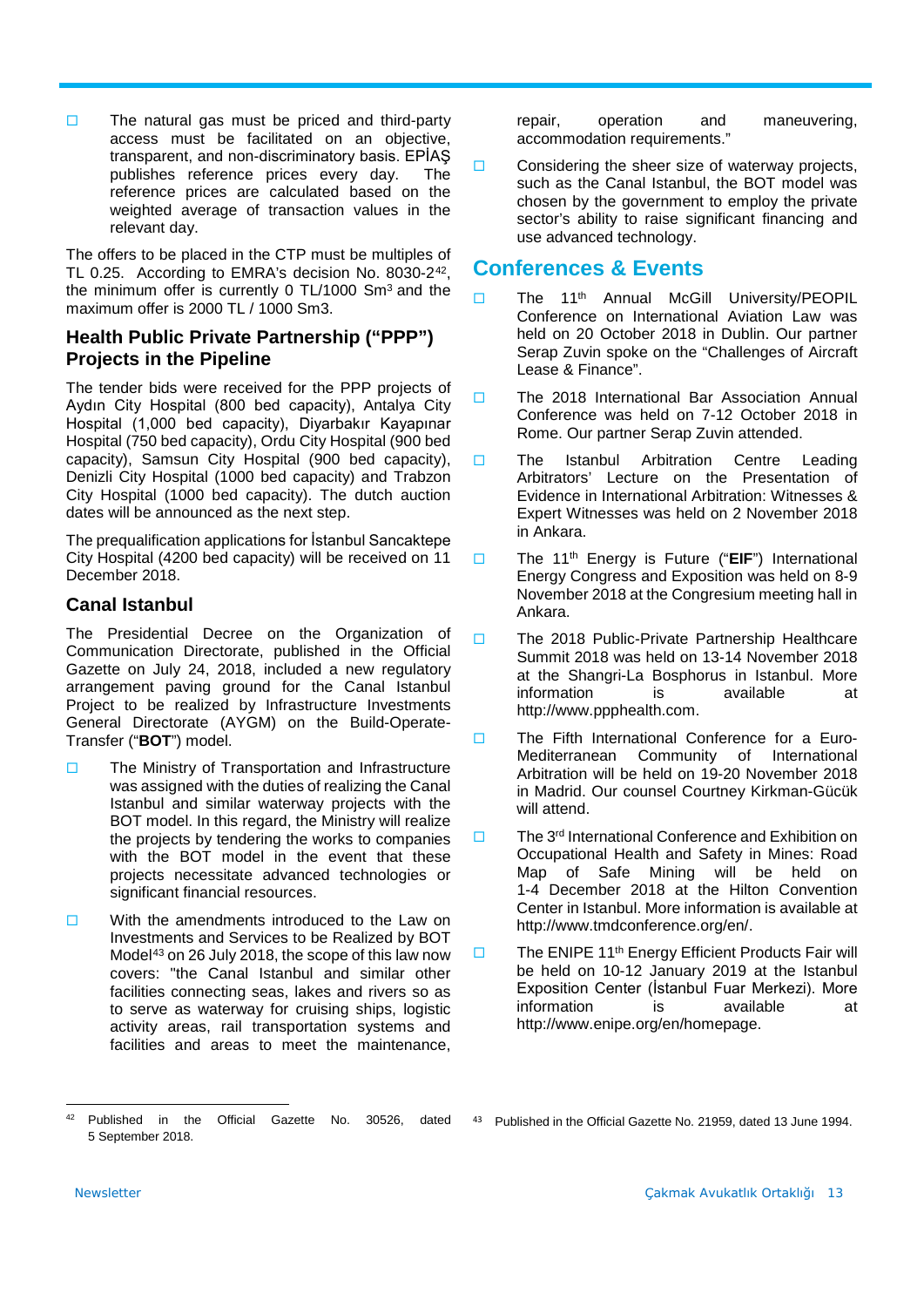- The natural gas must be priced and third-party access must be facilitated on an objective, transparent, and non-discriminatory basis. EPİAŞ publishes reference prices every day. The reference prices are calculated based on the weighted average of transaction values in the relevant day.

The offers to be placed in the CTP must be multiples of TL 0.25. According to EMRA's decision No. 8030-2[42], the minimum offer is currently 0 TL/1000 $Sm^3$ and the maximum offer is 2000 TL / 1000 Sm3.

## Health Public Private Partnership ("PPP") Projects in the Pipeline

The tender bids were received for the PPP projects of Aydın City Hospital (800 bed capacity), Antalya City Hospital (1,000 bed capacity), Diyarbakır Kayapınar Hospital (750 bed capacity), Ordu City Hospital (900 bed capacity), Samsun City Hospital (900 bed capacity), Denizli City Hospital (1000 bed capacity) and Trabzon City Hospital (1000 bed capacity). The dutch auction dates will be announced as the next step.

The prequalification applications for İstanbul Sancaktepe City Hospital (4200 bed capacity) will be received on 11 December 2018.

## Canal Istanbul

The Presidential Decree on the Organization of Communication Directorate, published in the Official Gazette on July 24, 2018, included a new regulatory arrangement paving ground for the Canal Istanbul Project to be realized by Infrastructure Investments General Directorate (AYGM) on the Build-Operate-Transfer ("**BOT**") model.

- The Ministry of Transportation and Infrastructure was assigned with the duties of realizing the Canal Istanbul and similar waterway projects with the BOT model. In this regard, the Ministry will realize the projects by tendering the works to companies with the BOT model in the event that these projects necessitate advanced technologies or significant financial resources.
- With the amendments introduced to the Law on Investments and Services to be Realized by BOT Model[43] on 26 July 2018, the scope of this law now covers: "the Canal Istanbul and similar other facilities connecting seas, lakes and rivers so as to serve as waterway for cruising ships, logistic activity areas, rail transportation systems and facilities and areas to meet the maintenance, repair, operation and maneuvering, accommodation requirements."
- Considering the sheer size of waterway projects, such as the Canal Istanbul, the BOT model was chosen by the government to employ the private sector's ability to raise significant financing and use advanced technology.

## Conferences & Events

- The 11th Annual McGill University/PEOPIL Conference on International Aviation Law was held on 20 October 2018 in Dublin. Our partner Serap Zuvin spoke on the "Challenges of Aircraft Lease & Finance".
- The 2018 International Bar Association Annual Conference was held on 7-12 October 2018 in Rome. Our partner Serap Zuvin attended.
- The Istanbul Arbitration Centre Leading Arbitrators' Lecture on the Presentation of Evidence in International Arbitration: Witnesses & Expert Witnesses was held on 2 November 2018 in Ankara.
- The 11th Energy is Future ("**EIF**") International Energy Congress and Exposition was held on 8-9 November 2018 at the Congresium meeting hall in Ankara.
- The 2018 Public-Private Partnership Healthcare Summit 2018 was held on 13-14 November 2018 at the Shangri-La Bosphorus in Istanbul. More information is available at http://www.ppphealth.com.
- The Fifth International Conference for a Euro-Mediterranean Community of International Arbitration will be held on 19-20 November 2018 in Madrid. Our counsel Courtney Kirkman-Gücük will attend.
- The 3rd International Conference and Exhibition on Occupational Health and Safety in Mines: Road Map of Safe Mining will be held on 1-4 December 2018 at the Hilton Convention Center in Istanbul. More information is available at http://www.tmdconference.org/en/.
- The ENIPE 11th Energy Efficient Products Fair will be held on 10-12 January 2019 at the Istanbul Exposition Center (İstanbul Fuar Merkezi). More information is available at http://www.enipe.org/en/homepage.

---

[42] Published in the Official Gazette No. 30526, dated 5 September 2018.

[43] Published in the Official Gazette No. 21959, dated 13 June 1994.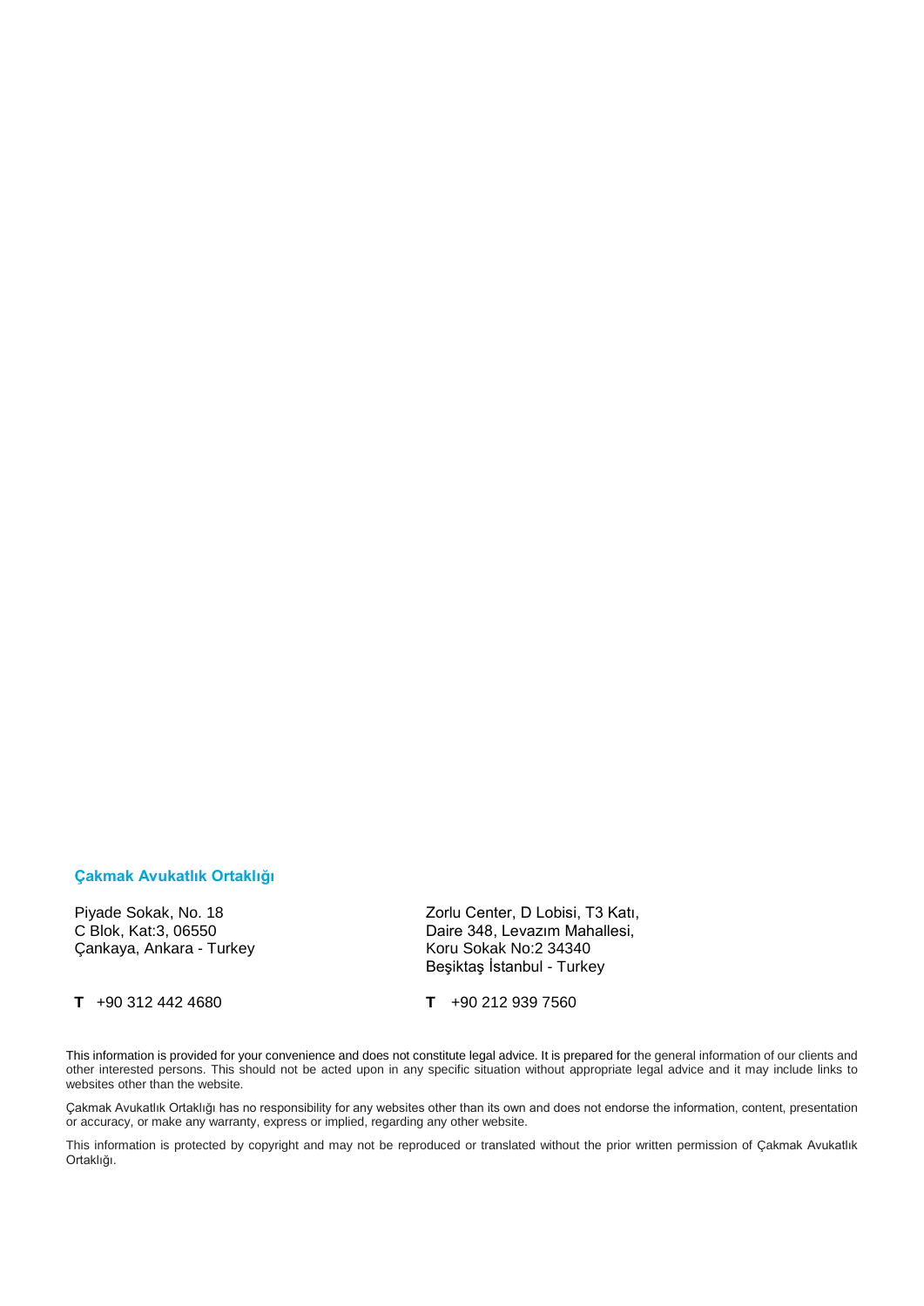**Çakmak Avukatlık Ortaklığı**

Piyade Sokak, No. 18
C Blok, Kat:3, 06550
Çankaya, Ankara - Turkey

**T** +90 312 442 4680

Zorlu Center, D Lobisi, T3 Katı,
Daire 348, Levazım Mahallesi,
Koru Sokak No:2 34340
Beşiktaş İstanbul - Turkey

**T** +90 212 939 7560

This information is provided for your convenience and does not constitute legal advice. It is prepared for the general information of our clients and other interested persons. This should not be acted upon in any specific situation without appropriate legal advice and it may include links to websites other than the website.

Çakmak Avukatlık Ortaklığı has no responsibility for any websites other than its own and does not endorse the information, content, presentation or accuracy, or make any warranty, express or implied, regarding any other website.

This information is protected by copyright and may not be reproduced or translated without the prior written permission of Çakmak Avukatlık Ortaklığı.